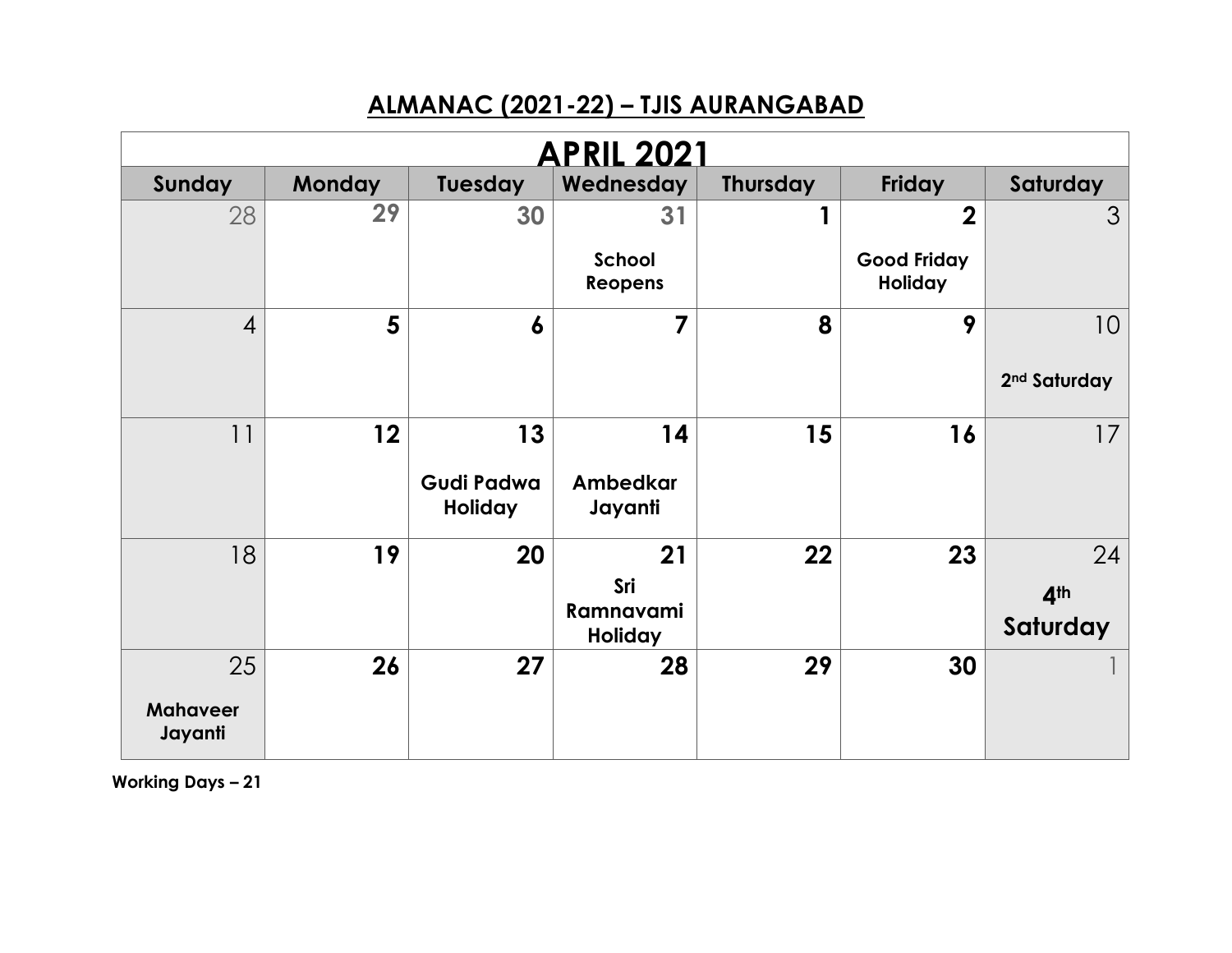## ALMANAC (2021-22) – TJIS AURANGABAD

| APRIL 2021 | | | | | | |
|---|---|---|---|---|---|---|
| **Sunday** | **Monday** | **Tuesday** | **Wednesday** | **Thursday** | **Friday** | **Saturday** |
| 28 | 29 | 30 | 31 **School Reopens** | 1 | 2 **Good Friday Holiday** | 3 |
| 4 | 5 | 6 | 7 | 8 | 9 | 10 **2nd Saturday** |
| 11 | 12 | 13 **Gudi Padwa Holiday** | 14 **Ambedkar Jayanti** | 15 | 16 | 17 |
| 18 | 19 | 20 | 21 **Sri Ramnavami Holiday** | 22 | 23 | 24 **4th Saturday** |
| 25 **Mahaveer Jayanti** | 26 | 27 | 28 | 29 | 30 | 1 |

**Working Days – 21**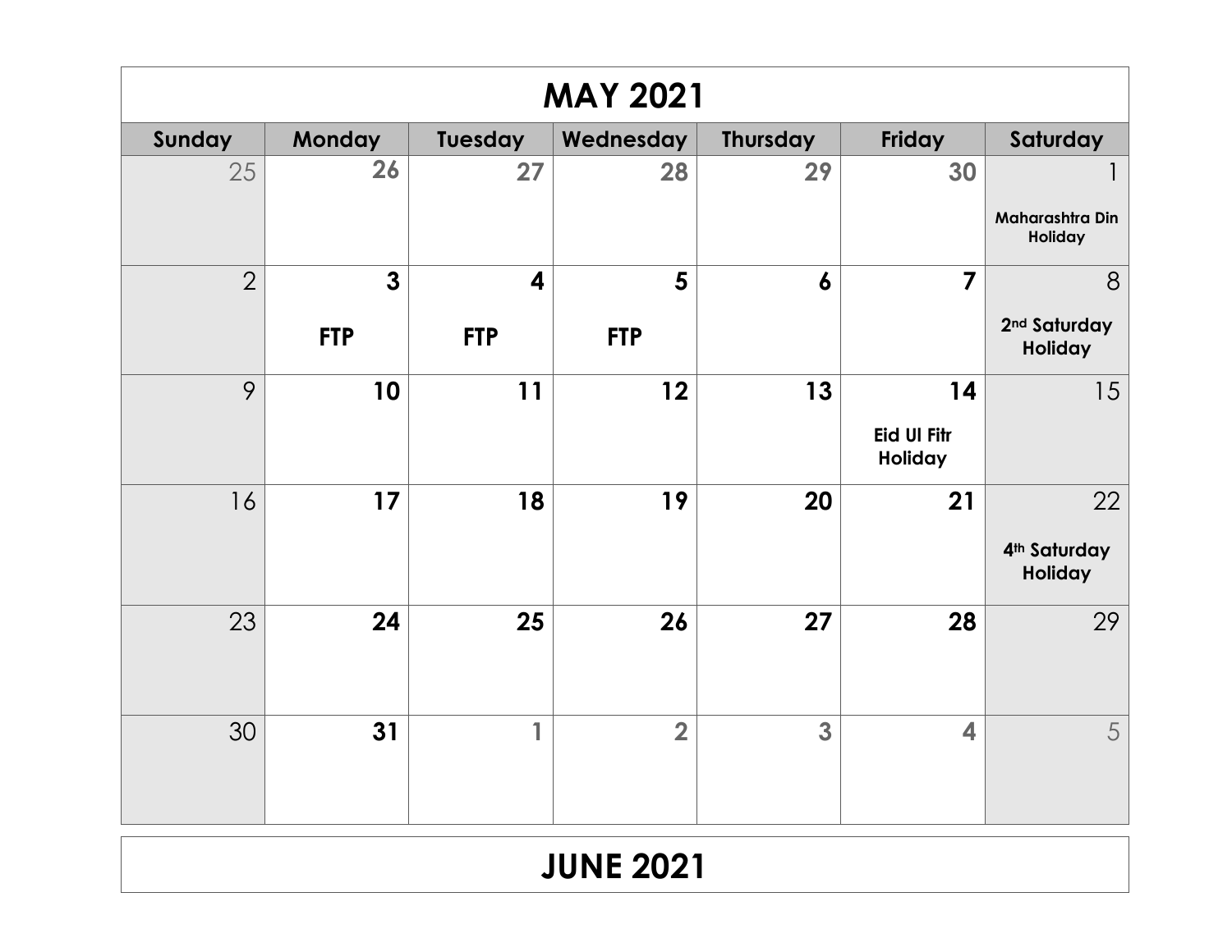# MAY 2021

| Sunday | Monday | Tuesday | Wednesday | Thursday | Friday | Saturday |
|---|---|---|---|---|---|---|
| 25 | 26 | 27 | 28 | 29 | 30 | 1 **Maharashtra Din Holiday** |
| 2 | **3** **FTP** | **4** **FTP** | **5** **FTP** | **6** | **7** | 8 **2nd Saturday Holiday** |
| 9 | **10** | **11** | **12** | **13** | **14** **Eid Ul Fitr Holiday** | 15 |
| 16 | **17** | **18** | **19** | **20** | **21** | 22 **4th Saturday Holiday** |
| 23 | **24** | **25** | **26** | **27** | **28** | 29 |
| 30 | **31** | 1 | 2 | 3 | 4 | 5 |

# JUNE 2021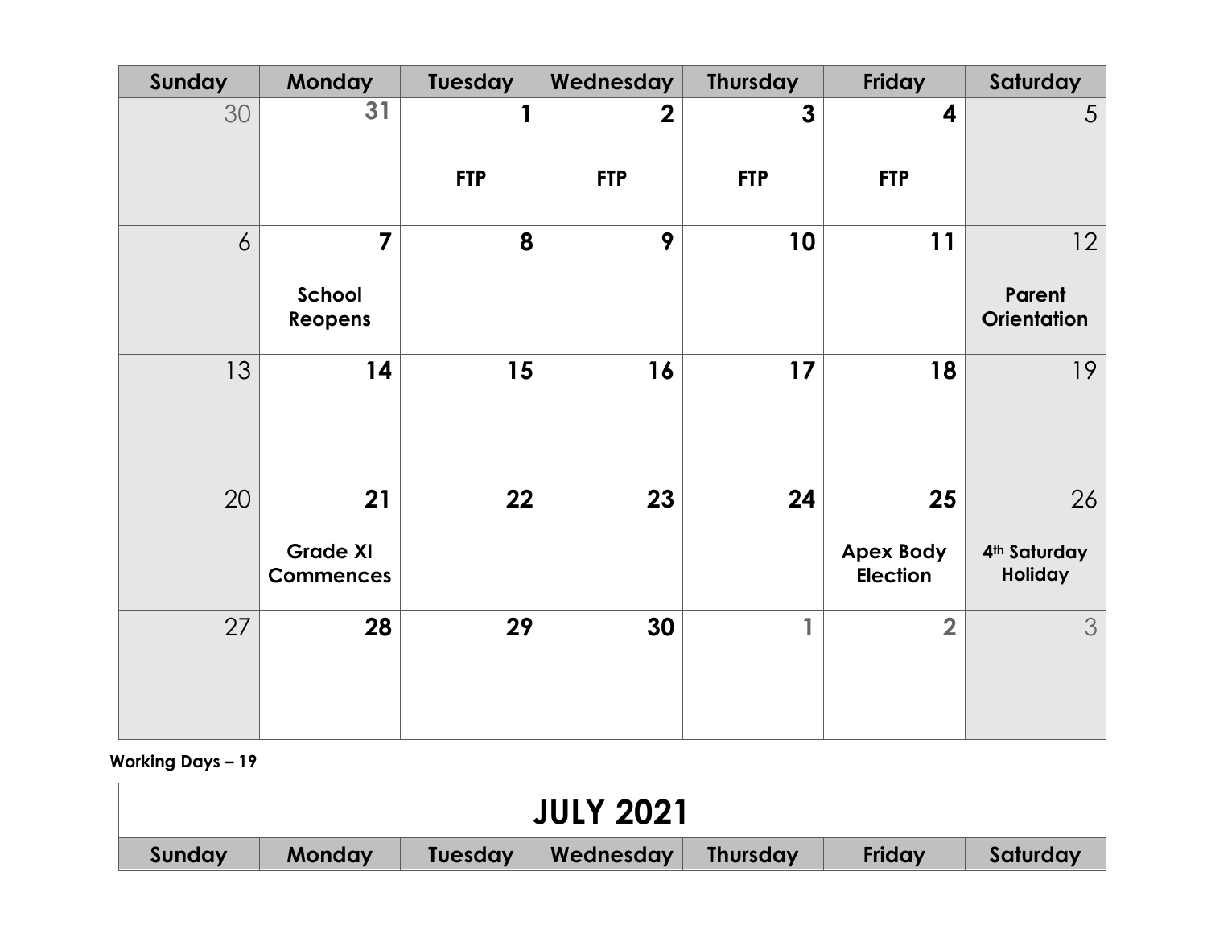| Sunday | Monday | Tuesday | Wednesday | Thursday | Friday | Saturday |
|---|---|---|---|---|---|---|
| 30 | 31 | 1<br>**FTP** | 2<br>**FTP** | 3<br>**FTP** | 4<br>**FTP** | 5 |
| 6 | 7<br>**School Reopens** | 8 | 9 | 10 | 11 | 12<br>**Parent Orientation** |
| 13 | 14 | 15 | 16 | 17 | 18 | 19 |
| 20 | 21<br>**Grade XI Commences** | 22 | 23 | 24 | 25<br>**Apex Body Election** | 26<br>**4th Saturday Holiday** |
| 27 | 28 | 29 | 30 | 1 | 2 | 3 |

**Working Days – 19**

| JULY 2021 | | | | | | |
|---|---|---|---|---|---|---|
| Sunday | Monday | Tuesday | Wednesday | Thursday | Friday | Saturday |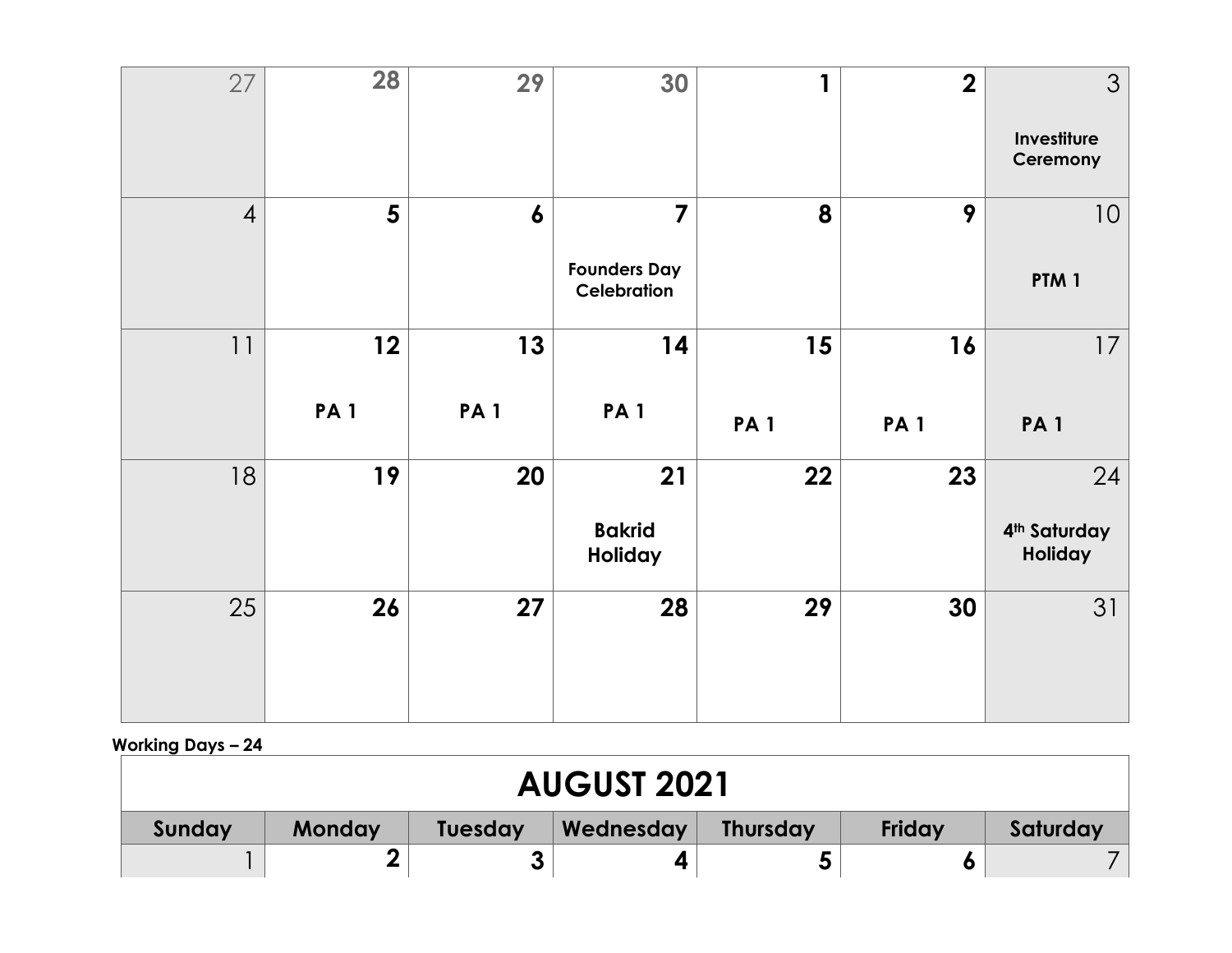| | | | | | | |
|---|---|---|---|---|---|---|
| 27 | 28 | 29 | 30 | 1 | 2 | 3<br>**Investiture Ceremony** |
| 4 | 5 | 6 | 7<br>**Founders Day Celebration** | 8 | 9 | 10<br>**PTM 1** |
| 11 | 12<br>**PA 1** | 13<br>**PA 1** | 14<br>**PA 1** | 15<br>**PA 1** | 16<br>**PA 1** | 17<br>**PA 1** |
| 18 | 19 | 20 | 21<br>**Bakrid Holiday** | 22 | 23 | 24<br>**4th Saturday Holiday** |
| 25 | 26 | 27 | 28 | 29 | 30 | 31 |

**Working Days – 24**

# AUGUST 2021

| Sunday | Monday | Tuesday | Wednesday | Thursday | Friday | Saturday |
|---|---|---|---|---|---|---|
| 1 | 2 | 3 | 4 | 5 | 6 | 7 |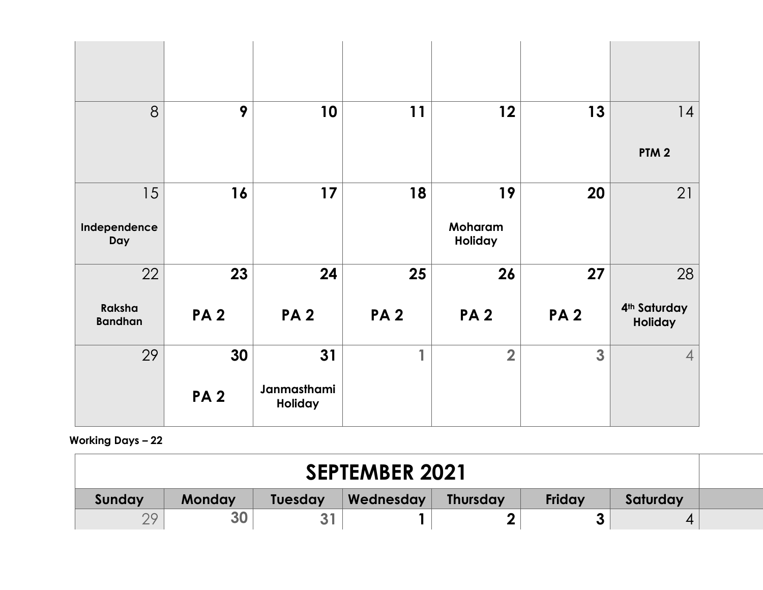| | | | | | | |
|---|---|---|---|---|---|---|
| | | | | | | |
| 8 | **9** | **10** | **11** | **12** | **13** | 14<br><br>**PTM 2** |
| 15<br><br>**Independence Day** | **16** | **17** | **18** | **19**<br><br>**Moharam Holiday** | **20** | 21 |
| 22<br><br>**Raksha Bandhan** | **23**<br><br>**PA 2** | **24**<br><br>**PA 2** | **25**<br><br>**PA 2** | **26**<br><br>**PA 2** | **27**<br><br>**PA 2** | 28<br><br>**4th Saturday Holiday** |
| 29 | **30**<br><br>**PA 2** | **31**<br><br>**Janmasthami Holiday** | **1** | **2** | **3** | 4 |

**Working Days – 22**

| SEPTEMBER 2021 | | | | | | |
|---|---|---|---|---|---|---|
| **Sunday** | **Monday** | **Tuesday** | **Wednesday** | **Thursday** | **Friday** | **Saturday** |
| 29 | **30** | **31** | **1** | **2** | **3** | 4 |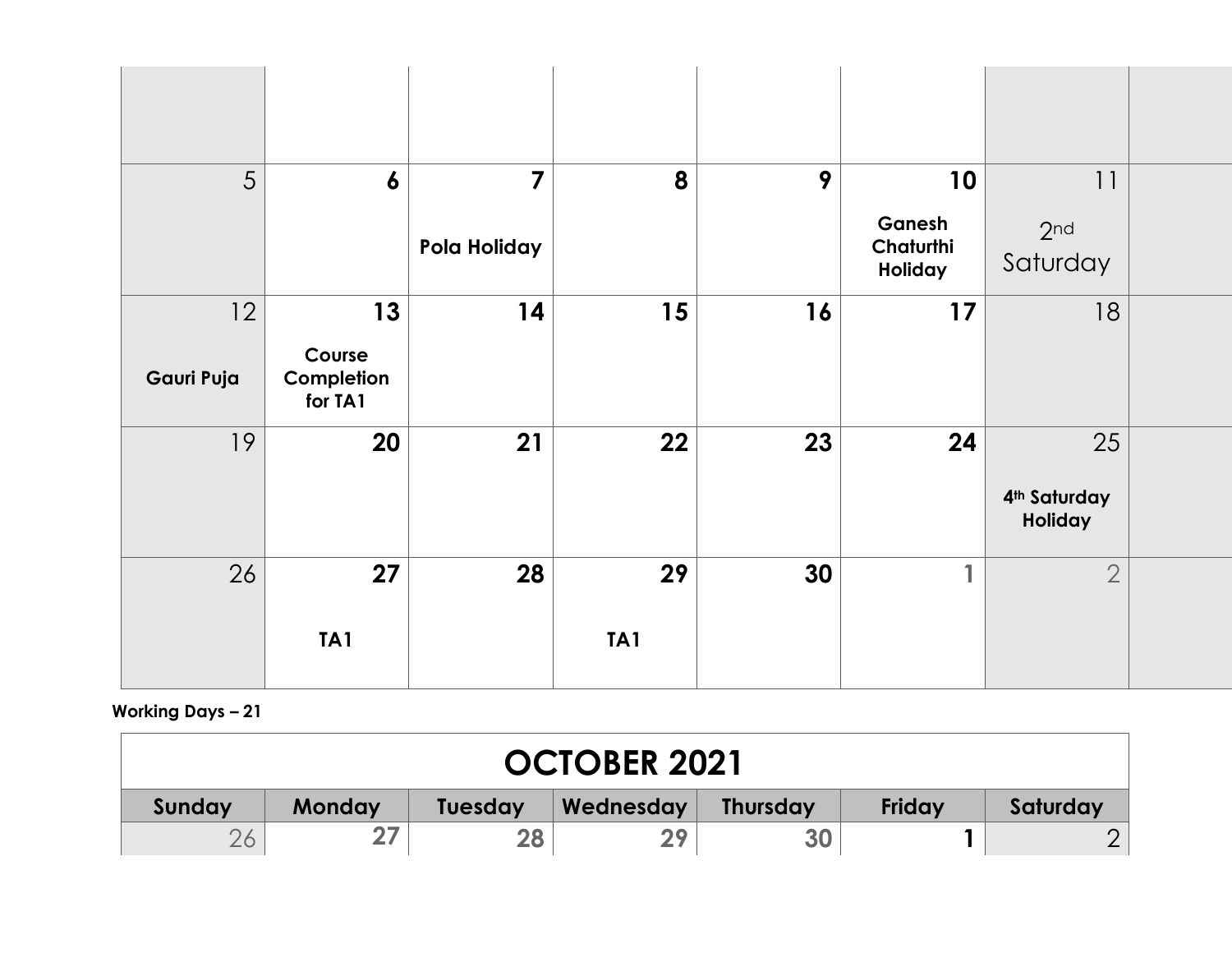| | | | | | | |
|---|---|---|---|---|---|---|
| | | | | | | |
| 5 | 6 | 7<br>Pola Holiday | 8 | 9 | 10<br>Ganesh Chaturthi Holiday | 11<br>2nd Saturday |
| 12<br>Gauri Puja | 13<br>Course Completion for TA1 | 14 | 15 | 16 | 17 | 18 |
| 19 | 20 | 21 | 22 | 23 | 24 | 25<br>4th Saturday Holiday |
| 26 | 27<br>TA1 | 28 | 29<br>TA1 | 30 | 1 | 2 |

**Working Days – 21**

| OCTOBER 2021 | | | | | | |
|---|---|---|---|---|---|---|
| **Sunday** | **Monday** | **Tuesday** | **Wednesday** | **Thursday** | **Friday** | **Saturday** |
| 26 | 27 | 28 | 29 | 30 | 1 | 2 |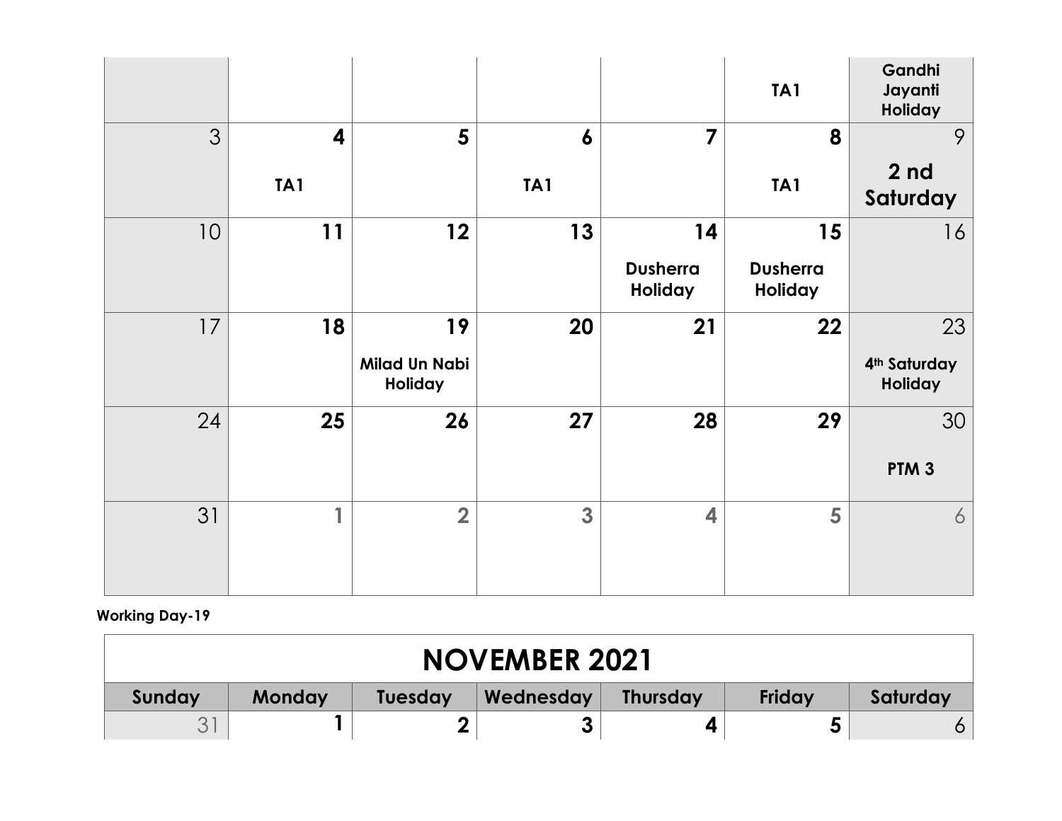| | | | | | | |
|---|---|---|---|---|---|---|
| | | | | | TA1 | Gandhi Jayanti Holiday |
| 3 | **4** TA1 | **5** | **6** TA1 | **7** | **8** TA1 | 9 **2 nd Saturday** |
| 10 | **11** | **12** | **13** | **14** Dusherra Holiday | **15** Dusherra Holiday | 16 |
| 17 | **18** | **19** Milad Un Nabi Holiday | **20** | **21** | **22** | 23 4th Saturday Holiday |
| 24 | **25** | **26** | **27** | **28** | **29** | 30 PTM 3 |
| 31 | 1 | 2 | 3 | 4 | 5 | 6 |

**Working Day-19**

# NOVEMBER 2021

| Sunday | Monday | Tuesday | Wednesday | Thursday | Friday | Saturday |
|---|---|---|---|---|---|---|
| 31 | **1** | **2** | **3** | **4** | **5** | 6 |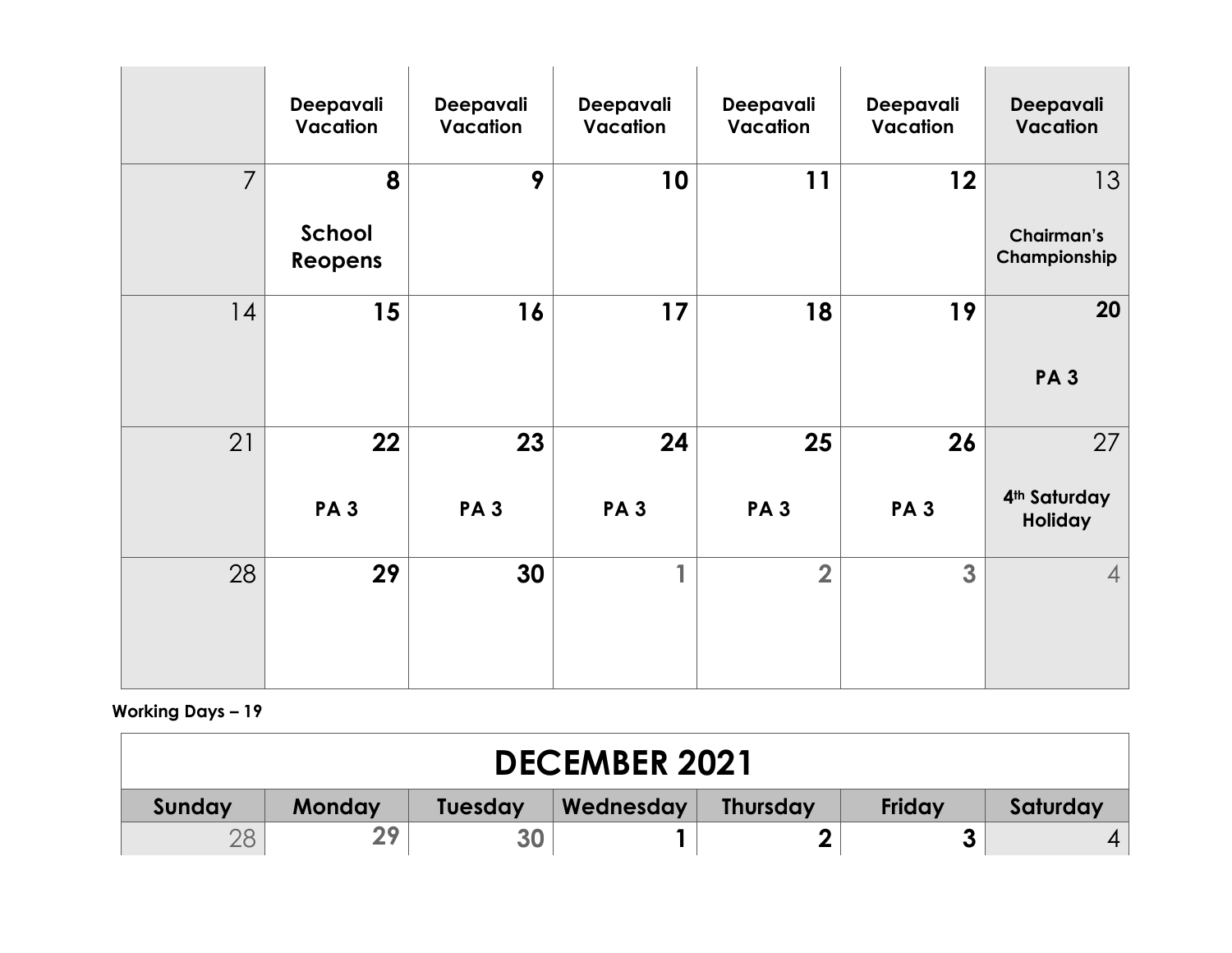| | | | | | | |
|---|---|---|---|---|---|---|
| | **Deepavali Vacation** | **Deepavali Vacation** | **Deepavali Vacation** | **Deepavali Vacation** | **Deepavali Vacation** | **Deepavali Vacation** |
| 7 | **8** **School Reopens** | **9** | **10** | **11** | **12** | 13 **Chairman's Championship** |
| 14 | **15** | **16** | **17** | **18** | **19** | **20** **PA 3** |
| 21 | **22** **PA 3** | **23** **PA 3** | **24** **PA 3** | **25** **PA 3** | **26** **PA 3** | 27 **4th Saturday Holiday** |
| 28 | **29** | **30** | 1 | 2 | 3 | 4 |

**Working Days – 19**

| DECEMBER 2021 | | | | | | |
|---|---|---|---|---|---|---|
| **Sunday** | **Monday** | **Tuesday** | **Wednesday** | **Thursday** | **Friday** | **Saturday** |
| 28 | 29 | 30 | **1** | **2** | **3** | 4 |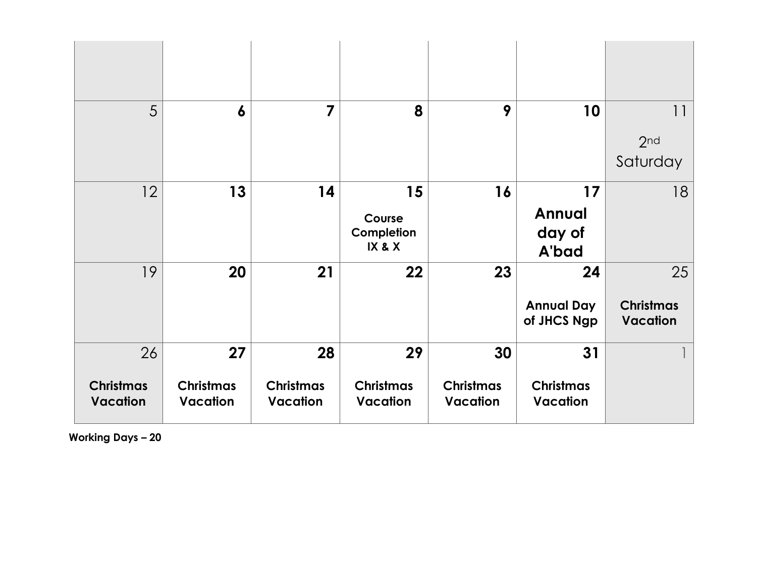| | | | | | | |
|---|---|---|---|---|---|---|
| | | | | | | |
| 5 | **6** | **7** | **8** | **9** | **10** | 11<br>2nd Saturday |
| 12 | **13** | **14** | **15**<br>**Course Completion IX & X** | **16** | **17**<br>**Annual day of A'bad** | 18 |
| 19 | **20** | **21** | **22** | **23** | **24**<br>**Annual Day of JHCS Ngp** | 25<br>**Christmas Vacation** |
| 26<br>**Christmas Vacation** | **27**<br>**Christmas Vacation** | **28**<br>**Christmas Vacation** | **29**<br>**Christmas Vacation** | **30**<br>**Christmas Vacation** | **31**<br>**Christmas Vacation** | 1 |

**Working Days – 20**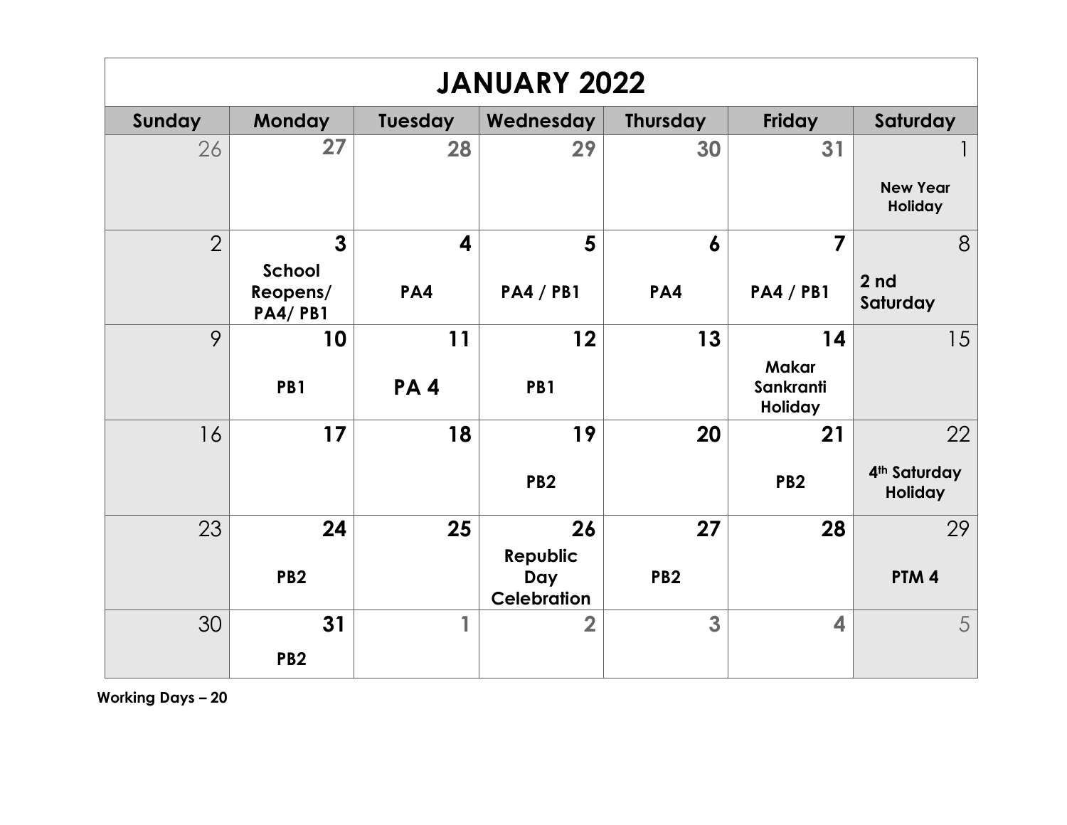# JANUARY 2022

| Sunday | Monday | Tuesday | Wednesday | Thursday | Friday | Saturday |
| --- | --- | --- | --- | --- | --- | --- |
| 26 | 27 | 28 | 29 | 30 | 31 | 1 **New Year Holiday** |
| 2 | **3** **School Reopens/ PA4/ PB1** | **4** **PA4** | **5** **PA4 / PB1** | **6** **PA4** | **7** **PA4 / PB1** | 8 **2 nd Saturday** |
| 9 | **10** **PB1** | **11** **PA 4** | **12** **PB1** | **13** | **14** **Makar Sankranti Holiday** | 15 |
| 16 | **17** | **18** | **19** **PB2** | **20** | **21** **PB2** | 22 **4th Saturday Holiday** |
| 23 | **24** **PB2** | **25** | **26** **Republic Day Celebration** | **27** **PB2** | **28** | 29 **PTM 4** |
| 30 | **31** **PB2** | 1 | 2 | 3 | 4 | 5 |

**Working Days – 20**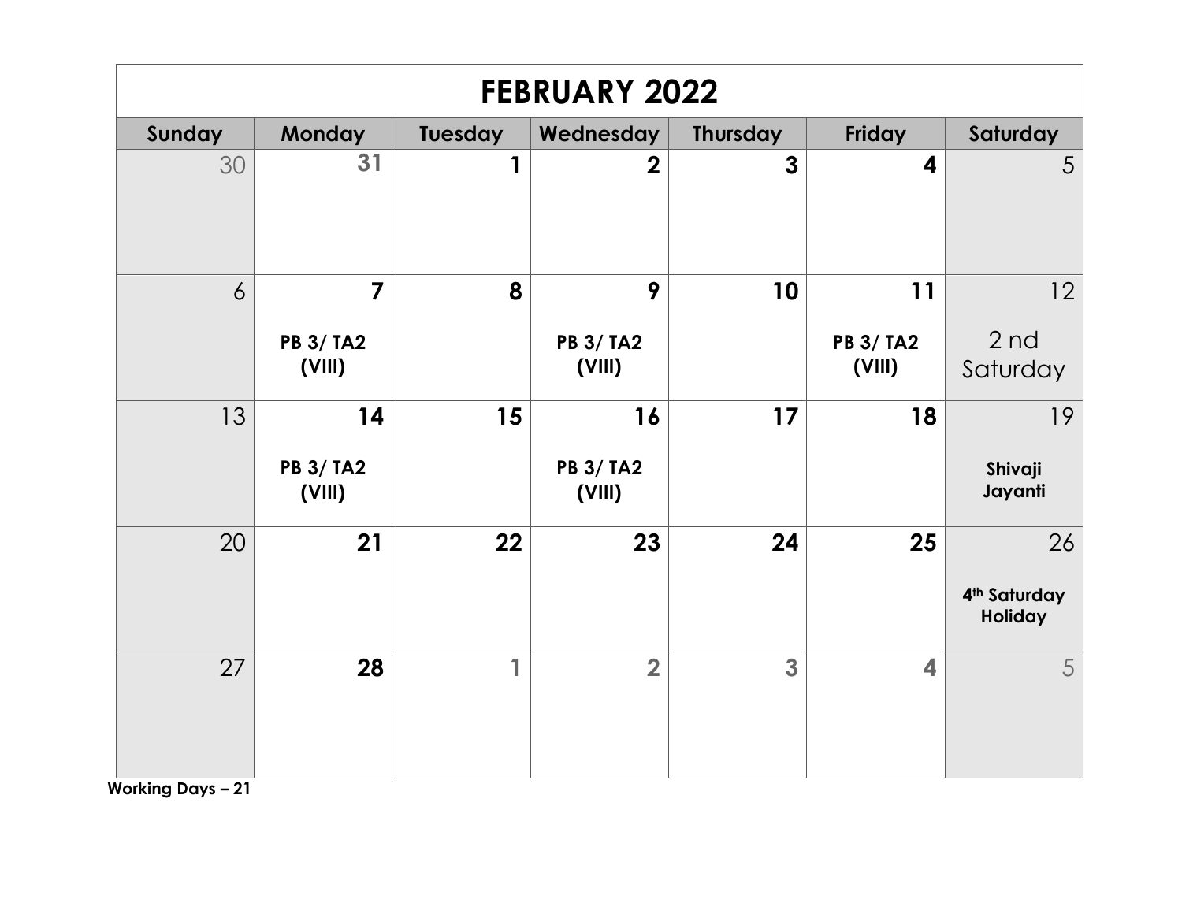# FEBRUARY 2022

| Sunday | Monday | Tuesday | Wednesday | Thursday | Friday | Saturday |
|---|---|---|---|---|---|---|
| 30 | 31 | 1 | 2 | 3 | 4 | 5 |
| 6 | 7<br>**PB 3/ TA2 (VIII)** | 8 | 9<br>**PB 3/ TA2 (VIII)** | 10 | 11<br>**PB 3/ TA2 (VIII)** | 12<br>2 nd Saturday |
| 13 | 14<br>**PB 3/ TA2 (VIII)** | 15 | 16<br>**PB 3/ TA2 (VIII)** | 17 | 18 | 19<br>**Shivaji Jayanti** |
| 20 | 21 | 22 | 23 | 24 | 25 | 26<br>**4th Saturday Holiday** |
| 27 | 28 | 1 | 2 | 3 | 4 | 5 |

**Working Days – 21**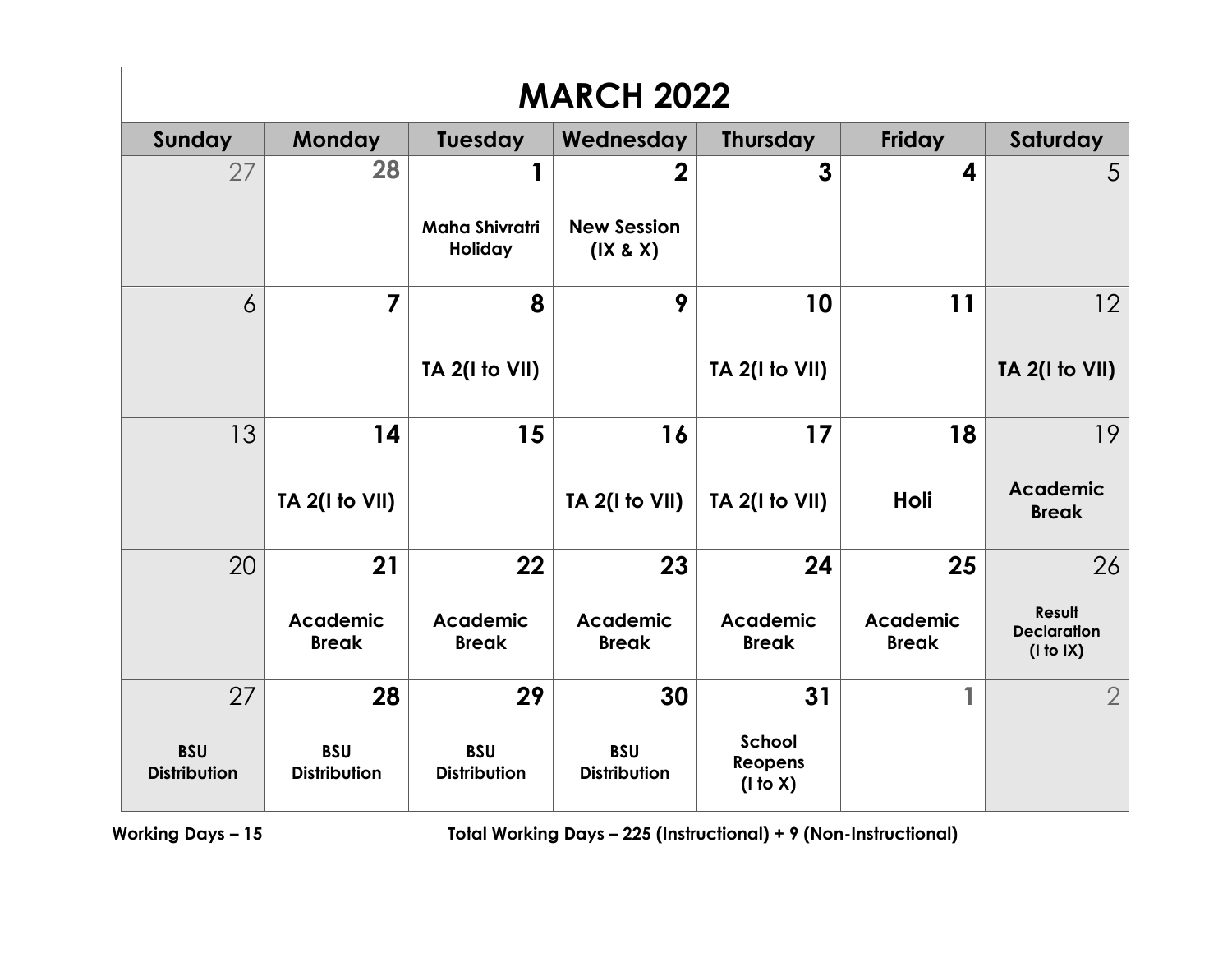# MARCH 2022

| Sunday | Monday | Tuesday | Wednesday | Thursday | Friday | Saturday |
|---|---|---|---|---|---|---|
| 27 | 28 | 1 Maha Shivratri Holiday | 2 New Session (IX & X) | 3 | 4 | 5 |
| 6 | 7 | 8 TA 2(I to VII) | 9 | 10 TA 2(I to VII) | 11 | 12 TA 2(I to VII) |
| 13 | 14 TA 2(I to VII) | 15 | 16 TA 2(I to VII) | 17 TA 2(I to VII) | 18 Holi | 19 Academic Break |
| 20 | 21 Academic Break | 22 Academic Break | 23 Academic Break | 24 Academic Break | 25 Academic Break | 26 Result Declaration (I to IX) |
| 27 BSU Distribution | 28 BSU Distribution | 29 BSU Distribution | 30 BSU Distribution | 31 School Reopens (I to X) | 1 | 2 |

**Working Days – 15** **Total Working Days – 225 (Instructional) + 9 (Non-Instructional)**